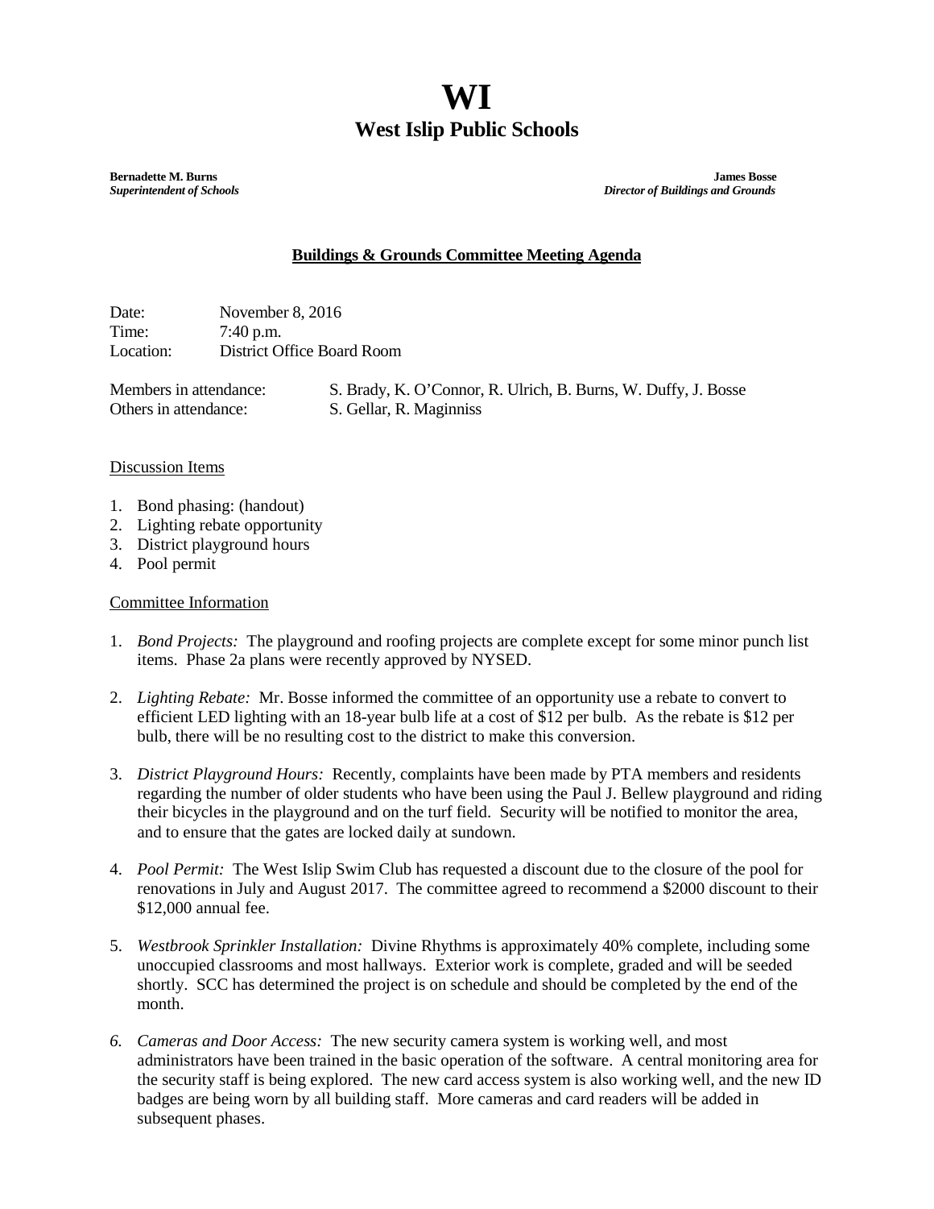# WI

## West Islip Public Schools

**Bernadette M. Burns**
***Superintendent of Schools***

**James Bosse**
***Director of Buildings and Grounds***

**Buildings & Grounds Committee Meeting Agenda**

Date: November 8, 2016
Time: 7:40 p.m.
Location: District Office Board Room

Members in attendance: S. Brady, K. O'Connor, R. Ulrich, B. Burns, W. Duffy, J. Bosse
Others in attendance: S. Gellar, R. Maginniss

Discussion Items

1. Bond phasing: (handout)
2. Lighting rebate opportunity
3. District playground hours
4. Pool permit

Committee Information

1. *Bond Projects:* The playground and roofing projects are complete except for some minor punch list items. Phase 2a plans were recently approved by NYSED.

2. *Lighting Rebate:* Mr. Bosse informed the committee of an opportunity use a rebate to convert to efficient LED lighting with an 18-year bulb life at a cost of $12 per bulb. As the rebate is $12 per bulb, there will be no resulting cost to the district to make this conversion.

3. *District Playground Hours:* Recently, complaints have been made by PTA members and residents regarding the number of older students who have been using the Paul J. Bellew playground and riding their bicycles in the playground and on the turf field. Security will be notified to monitor the area, and to ensure that the gates are locked daily at sundown.

4. *Pool Permit:* The West Islip Swim Club has requested a discount due to the closure of the pool for renovations in July and August 2017. The committee agreed to recommend a $2000 discount to their $12,000 annual fee.

5. *Westbrook Sprinkler Installation:* Divine Rhythms is approximately 40% complete, including some unoccupied classrooms and most hallways. Exterior work is complete, graded and will be seeded shortly. SCC has determined the project is on schedule and should be completed by the end of the month.

6. *Cameras and Door Access:* The new security camera system is working well, and most administrators have been trained in the basic operation of the software. A central monitoring area for the security staff is being explored. The new card access system is also working well, and the new ID badges are being worn by all building staff. More cameras and card readers will be added in subsequent phases.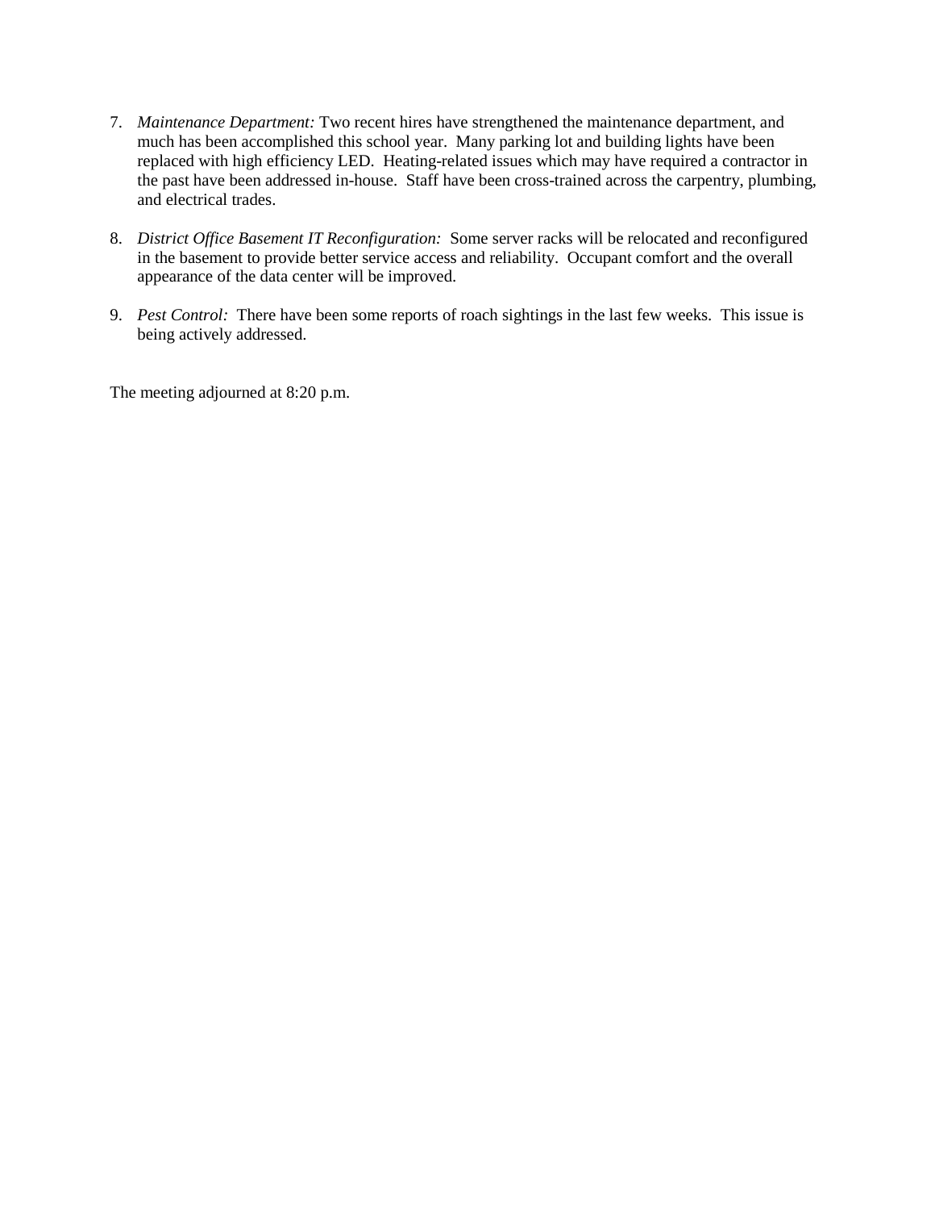7. *Maintenance Department:* Two recent hires have strengthened the maintenance department, and much has been accomplished this school year. Many parking lot and building lights have been replaced with high efficiency LED. Heating-related issues which may have required a contractor in the past have been addressed in-house. Staff have been cross-trained across the carpentry, plumbing, and electrical trades.

8. *District Office Basement IT Reconfiguration:* Some server racks will be relocated and reconfigured in the basement to provide better service access and reliability. Occupant comfort and the overall appearance of the data center will be improved.

9. *Pest Control:* There have been some reports of roach sightings in the last few weeks. This issue is being actively addressed.

The meeting adjourned at 8:20 p.m.